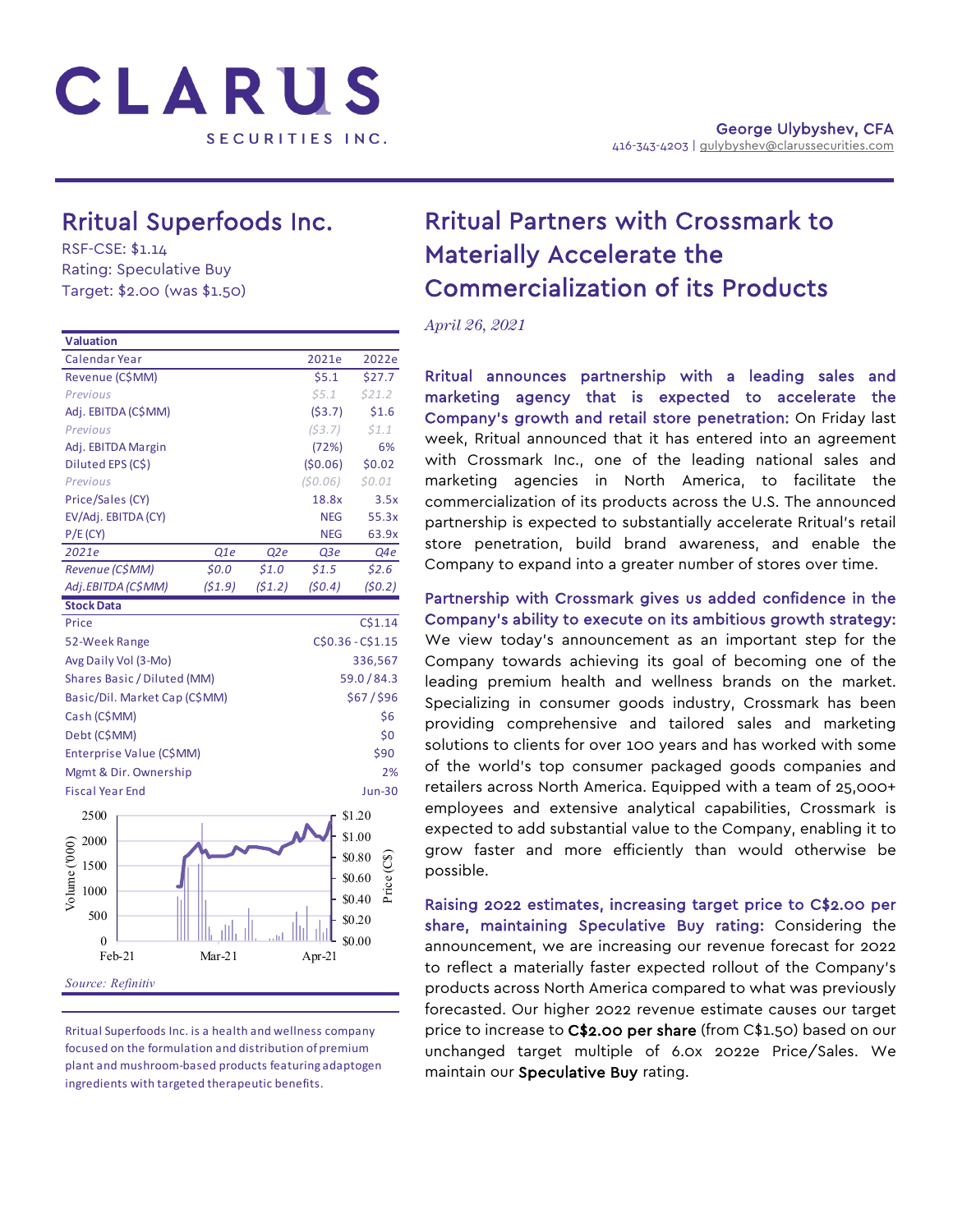# CLARUS

SECURITIES INC.

George Ulybyshev, CFA
416-343-4203 | gulybyshev@clarussecurities.com

## Rritual Superfoods Inc.

RSF-CSE: $1.14
Rating: Speculative Buy
Target: $2.00 (was $1.50)

| Valuation | | | | |
|---|---|---|---|---|
| Calendar Year | | | 2021e | 2022e |
| Revenue (C$MM) | | | $5.1 | $27.7 |
| *Previous* | | | *$5.1* | *$21.2* |
| Adj. EBITDA (C$MM) | | | ($3.7) | $1.6 |
| *Previous* | | | *($3.7)* | *$1.1* |
| Adj. EBITDA Margin | | | (72%) | 6% |
| Diluted EPS (C$) | | | ($0.06) | $0.02 |
| *Previous* | | | *($0.06)* | *$0.01* |
| Price/Sales (CY) | | | 18.8x | 3.5x |
| EV/Adj. EBITDA (CY) | | | NEG | 55.3x |
| P/E (CY) | | | NEG | 63.9x |
| *2021e* | *Q1e* | *Q2e* | *Q3e* | *Q4e* |
| *Revenue (C$MM)* | *$0.0* | *$1.0* | *$1.5* | *$2.6* |
| *Adj.EBITDA (C$MM)* | *($1.9)* | *($1.2)* | *($0.4)* | *($0.2)* |

| Stock Data | |
|---|---|
| Price | C$1.14 |
| 52-Week Range | C$0.36 - C$1.15 |
| Avg Daily Vol (3-Mo) | 336,567 |
| Shares Basic / Diluted (MM) | 59.0 / 84.3 |
| Basic/Dil. Market Cap (C$MM) | $67 / $96 |
| Cash (C$MM) | $6 |
| Debt (C$MM) | $0 |
| Enterprise Value (C$MM) | $90 |
| Mgmt & Dir. Ownership | 2% |
| Fiscal Year End | Jun-30 |

*Source: Refinitiv*

Rritual Superfoods Inc. is a health and wellness company focused on the formulation and distribution of premium plant and mushroom-based products featuring adaptogen ingredients with targeted therapeutic benefits.

## Rritual Partners with Crossmark to Materially Accelerate the Commercialization of its Products

*April 26, 2021*

**Rritual announces partnership with a leading sales and marketing agency that is expected to accelerate the Company's growth and retail store penetration:** On Friday last week, Rritual announced that it has entered into an agreement with Crossmark Inc., one of the leading national sales and marketing agencies in North America, to facilitate the commercialization of its products across the U.S. The announced partnership is expected to substantially accelerate Rritual's retail store penetration, build brand awareness, and enable the Company to expand into a greater number of stores over time.

**Partnership with Crossmark gives us added confidence in the Company's ability to execute on its ambitious growth strategy:** We view today's announcement as an important step for the Company towards achieving its goal of becoming one of the leading premium health and wellness brands on the market. Specializing in consumer goods industry, Crossmark has been providing comprehensive and tailored sales and marketing solutions to clients for over 100 years and has worked with some of the world's top consumer packaged goods companies and retailers across North America. Equipped with a team of 25,000+ employees and extensive analytical capabilities, Crossmark is expected to add substantial value to the Company, enabling it to grow faster and more efficiently than would otherwise be possible.

**Raising 2022 estimates, increasing target price to C$2.00 per share, maintaining Speculative Buy rating:** Considering the announcement, we are increasing our revenue forecast for 2022 to reflect a materially faster expected rollout of the Company's products across North America compared to what was previously forecasted. Our higher 2022 revenue estimate causes our target price to increase to **C$2.00 per share** (from C$1.50) based on our unchanged target multiple of 6.0x 2022e Price/Sales. We maintain our **Speculative Buy** rating.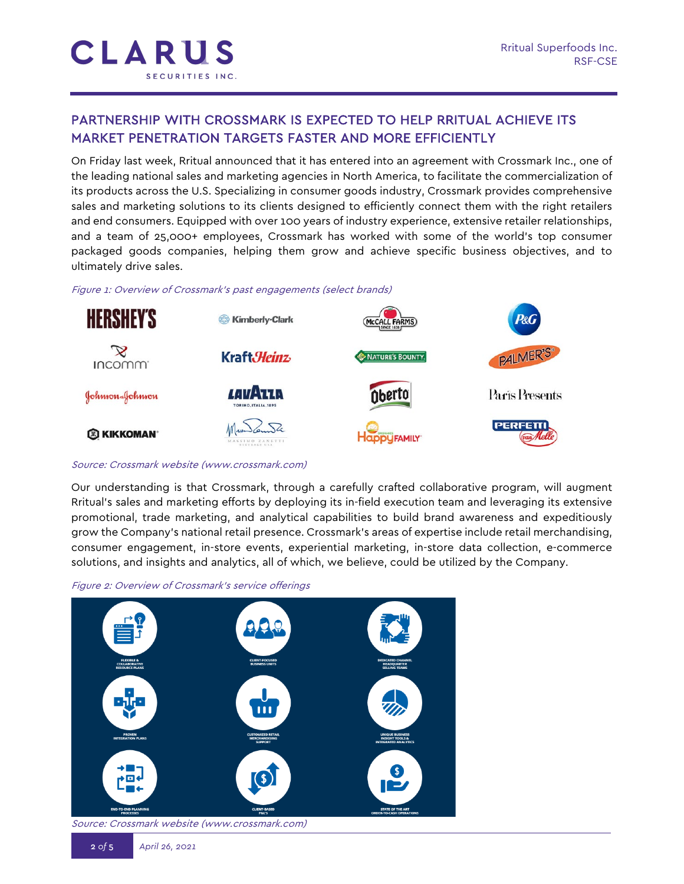## PARTNERSHIP WITH CROSSMARK IS EXPECTED TO HELP RRITUAL ACHIEVE ITS MARKET PENETRATION TARGETS FASTER AND MORE EFFICIENTLY

On Friday last week, Rritual announced that it has entered into an agreement with Crossmark Inc., one of the leading national sales and marketing agencies in North America, to facilitate the commercialization of its products across the U.S. Specializing in consumer goods industry, Crossmark provides comprehensive sales and marketing solutions to its clients designed to efficiently connect them with the right retailers and end consumers. Equipped with over 100 years of industry experience, extensive retailer relationships, and a team of 25,000+ employees, Crossmark has worked with some of the world's top consumer packaged goods companies, helping them grow and achieve specific business objectives, and to ultimately drive sales.

*Figure 1: Overview of Crossmark's past engagements (select brands)*

*Source: Crossmark website (www.crossmark.com)*

Our understanding is that Crossmark, through a carefully crafted collaborative program, will augment Rritual's sales and marketing efforts by deploying its in-field execution team and leveraging its extensive promotional, trade marketing, and analytical capabilities to build brand awareness and expeditiously grow the Company's national retail presence. Crossmark's areas of expertise include retail merchandising, consumer engagement, in-store events, experiential marketing, in-store data collection, e-commerce solutions, and insights and analytics, all of which, we believe, could be utilized by the Company.

*Figure 2: Overview of Crossmark's service offerings*

*Source: Crossmark website (www.crossmark.com)*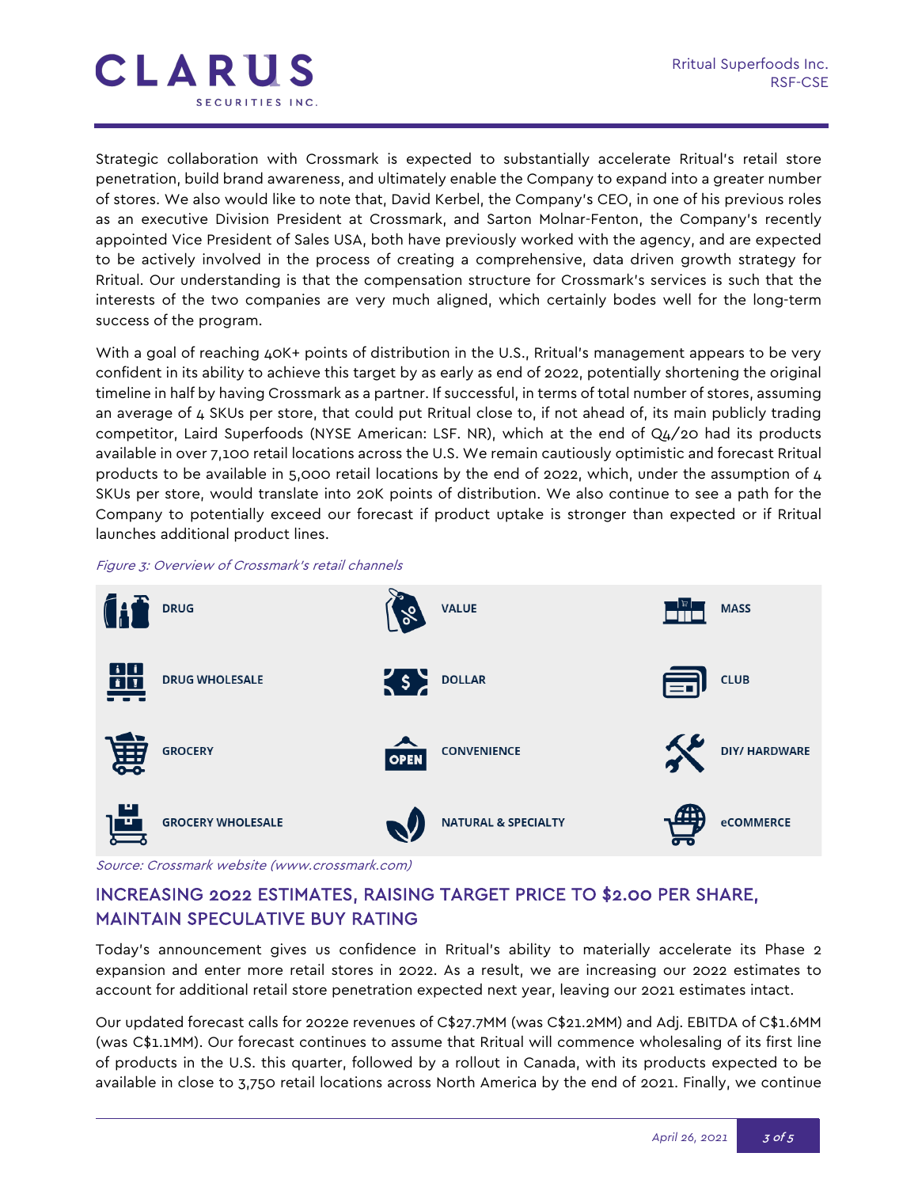Strategic collaboration with Crossmark is expected to substantially accelerate Rritual's retail store penetration, build brand awareness, and ultimately enable the Company to expand into a greater number of stores. We also would like to note that, David Kerbel, the Company's CEO, in one of his previous roles as an executive Division President at Crossmark, and Sarton Molnar-Fenton, the Company's recently appointed Vice President of Sales USA, both have previously worked with the agency, and are expected to be actively involved in the process of creating a comprehensive, data driven growth strategy for Rritual. Our understanding is that the compensation structure for Crossmark's services is such that the interests of the two companies are very much aligned, which certainly bodes well for the long-term success of the program.

With a goal of reaching 40K+ points of distribution in the U.S., Rritual's management appears to be very confident in its ability to achieve this target by as early as end of 2022, potentially shortening the original timeline in half by having Crossmark as a partner. If successful, in terms of total number of stores, assuming an average of 4 SKUs per store, that could put Rritual close to, if not ahead of, its main publicly trading competitor, Laird Superfoods (NYSE American: LSF. NR), which at the end of Q4/20 had its products available in over 7,100 retail locations across the U.S. We remain cautiously optimistic and forecast Rritual products to be available in 5,000 retail locations by the end of 2022, which, under the assumption of 4 SKUs per store, would translate into 20K points of distribution. We also continue to see a path for the Company to potentially exceed our forecast if product uptake is stronger than expected or if Rritual launches additional product lines.

*Figure 3: Overview of Crossmark's retail channels*

| | | |
|---|---|---|
| DRUG | VALUE | MASS |
| DRUG WHOLESALE | DOLLAR | CLUB |
| GROCERY | CONVENIENCE | DIY/ HARDWARE |
| GROCERY WHOLESALE | NATURAL & SPECIALTY | eCOMMERCE |

*Source: Crossmark website (www.crossmark.com)*

## INCREASING 2022 ESTIMATES, RAISING TARGET PRICE TO $2.00 PER SHARE, MAINTAIN SPECULATIVE BUY RATING

Today's announcement gives us confidence in Rritual's ability to materially accelerate its Phase 2 expansion and enter more retail stores in 2022. As a result, we are increasing our 2022 estimates to account for additional retail store penetration expected next year, leaving our 2021 estimates intact.

Our updated forecast calls for 2022e revenues of C$27.7MM (was C$21.2MM) and Adj. EBITDA of C$1.6MM (was C$1.1MM). Our forecast continues to assume that Rritual will commence wholesaling of its first line of products in the U.S. this quarter, followed by a rollout in Canada, with its products expected to be available in close to 3,750 retail locations across North America by the end of 2021. Finally, we continue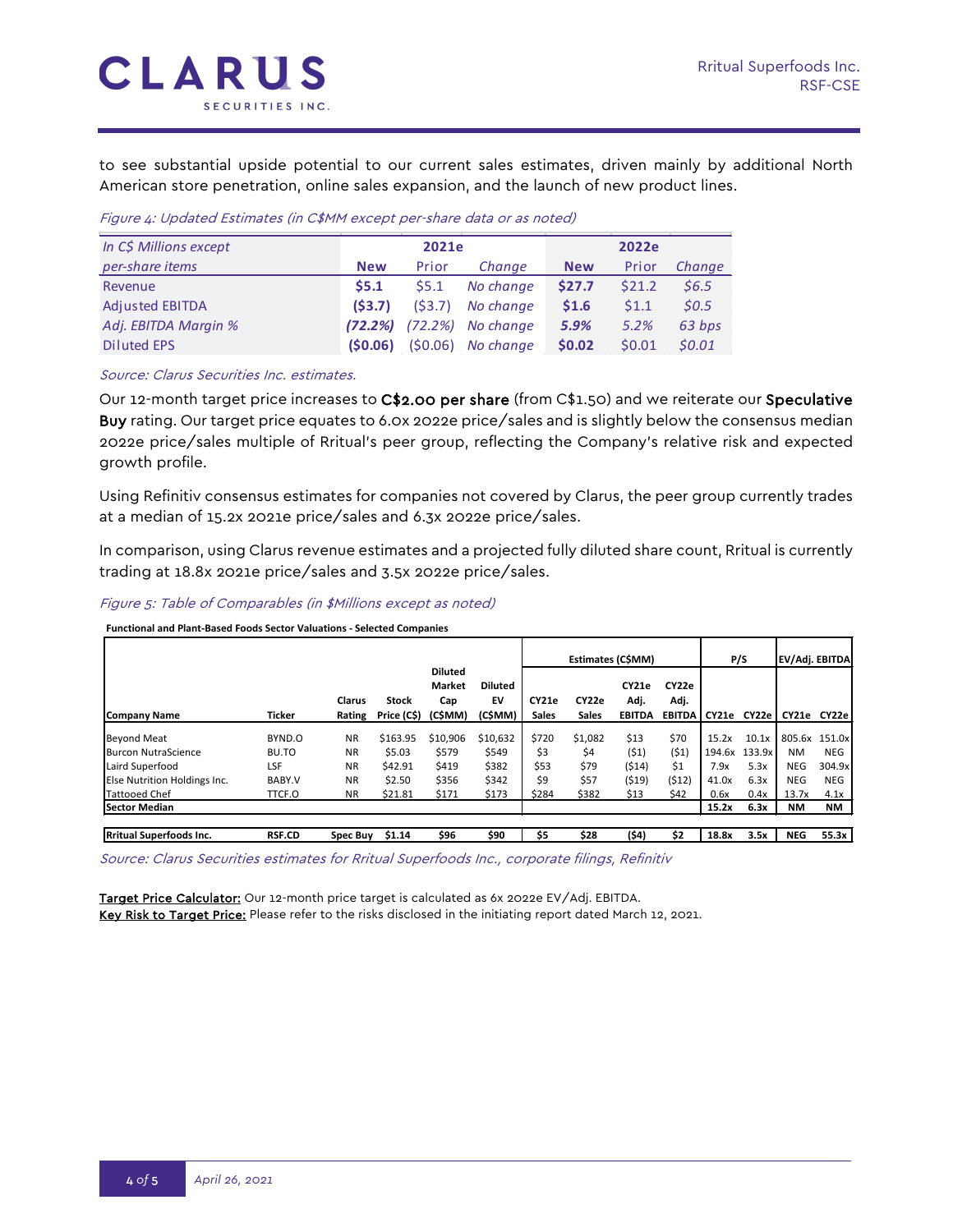to see substantial upside potential to our current sales estimates, driven mainly by additional North American store penetration, online sales expansion, and the launch of new product lines.

*Figure 4: Updated Estimates (in C$MM except per-share data or as noted)*

| *In C$ Millions except per-share items* | 2021e | | | 2022e | | |
|---|---|---|---|---|---|---|
| | **New** | Prior | *Change* | **New** | Prior | *Change* |
| Revenue | **$5.1** | $5.1 | *No change* | **$27.7** | $21.2 | *$6.5* |
| Adjusted EBITDA | **($3.7)** | ($3.7) | *No change* | **$1.6** | $1.1 | *$0.5* |
| *Adj. EBITDA Margin %* | ***(72.2%)*** | *(72.2%)* | *No change* | ***5.9%*** | *5.2%* | *63 bps* |
| Diluted EPS | **($0.06)** | ($0.06) | *No change* | **$0.02** | $0.01 | *$0.01* |

*Source: Clarus Securities Inc. estimates.*

Our 12-month target price increases to **C$2.00 per share** (from C$1.50) and we reiterate our **Speculative Buy** rating. Our target price equates to 6.0x 2022e price/sales and is slightly below the consensus median 2022e price/sales multiple of Rritual's peer group, reflecting the Company's relative risk and expected growth profile.

Using Refinitiv consensus estimates for companies not covered by Clarus, the peer group currently trades at a median of 15.2x 2021e price/sales and 6.3x 2022e price/sales.

In comparison, using Clarus revenue estimates and a projected fully diluted share count, Rritual is currently trading at 18.8x 2021e price/sales and 3.5x 2022e price/sales.

*Figure 5: Table of Comparables (in $Millions except as noted)*

**Functional and Plant-Based Foods Sector Valuations - Selected Companies**

| | | | | | | Estimates (C$MM) | | | | P/S | | EV/Adj. EBITDA | |
|---|---|---|---|---|---|---|---|---|---|---|---|---|---|
| **Company Name** | **Ticker** | **Clarus Rating** | **Stock Price (C$)** | **Diluted Market Cap (C$MM)** | **Diluted EV (C$MM)** | **CY21e Sales** | **CY22e Sales** | **CY21e Adj. EBITDA** | **CY22e Adj. EBITDA** | **CY21e** | **CY22e** | **CY21e** | **CY22e** |
| Beyond Meat | BYND.O | NR | $163.95 | $10,906 | $10,632 | $720 | $1,082 | $13 | $70 | 15.2x | 10.1x | 805.6x | 151.0x |
| Burcon NutraScience | BU.TO | NR | $5.03 | $579 | $549 | $3 | $4 | ($1) | ($1) | 194.6x | 133.9x | NM | NEG |
| Laird Superfood | LSF | NR | $42.91 | $419 | $382 | $53 | $79 | ($14) | $1 | 7.9x | 5.3x | NEG | 304.9x |
| Else Nutrition Holdings Inc. | BABY.V | NR | $2.50 | $356 | $342 | $9 | $57 | ($19) | ($12) | 41.0x | 6.3x | NEG | NEG |
| Tattooed Chef | TTCF.O | NR | $21.81 | $171 | $173 | $284 | $382 | $13 | $42 | 0.6x | 0.4x | 13.7x | 4.1x |
| **Sector Median** | | | | | | | | | | **15.2x** | **6.3x** | **NM** | **NM** |
| **Rritual Superfoods Inc.** | **RSF.CD** | **Spec Buy** | **$1.14** | **$96** | **$90** | **$5** | **$28** | **($4)** | **$2** | **18.8x** | **3.5x** | **NEG** | **55.3x** |

*Source: Clarus Securities estimates for Rritual Superfoods Inc., corporate filings, Refinitiv*

Target Price Calculator: Our 12-month price target is calculated as 6x 2022e EV/Adj. EBITDA.
Key Risk to Target Price: Please refer to the risks disclosed in the initiating report dated March 12, 2021.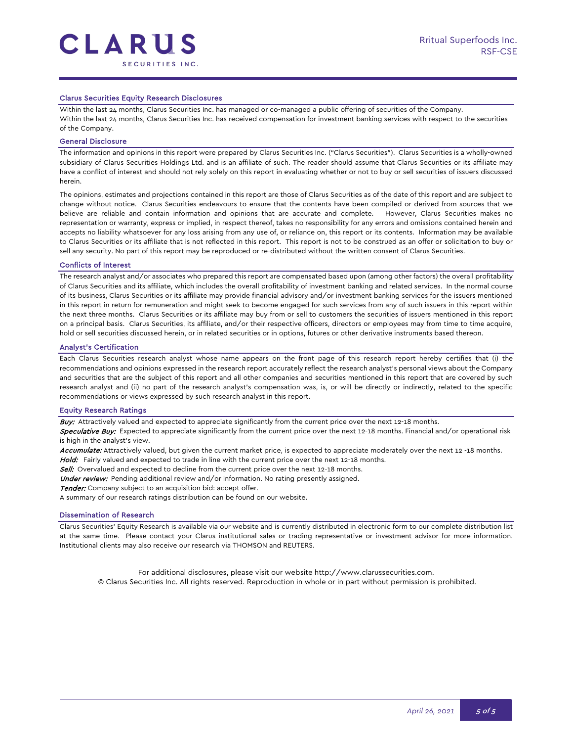## Clarus Securities Equity Research Disclosures

Within the last 24 months, Clarus Securities Inc. has managed or co-managed a public offering of securities of the Company.
Within the last 24 months, Clarus Securities Inc. has received compensation for investment banking services with respect to the securities of the Company.

## General Disclosure

The information and opinions in this report were prepared by Clarus Securities Inc. ("Clarus Securities"). Clarus Securities is a wholly-owned subsidiary of Clarus Securities Holdings Ltd. and is an affiliate of such. The reader should assume that Clarus Securities or its affiliate may have a conflict of interest and should not rely solely on this report in evaluating whether or not to buy or sell securities of issuers discussed herein.

The opinions, estimates and projections contained in this report are those of Clarus Securities as of the date of this report and are subject to change without notice. Clarus Securities endeavours to ensure that the contents have been compiled or derived from sources that we believe are reliable and contain information and opinions that are accurate and complete. However, Clarus Securities makes no representation or warranty, express or implied, in respect thereof, takes no responsibility for any errors and omissions contained herein and accepts no liability whatsoever for any loss arising from any use of, or reliance on, this report or its contents. Information may be available to Clarus Securities or its affiliate that is not reflected in this report. This report is not to be construed as an offer or solicitation to buy or sell any security. No part of this report may be reproduced or re-distributed without the written consent of Clarus Securities.

## Conflicts of Interest

The research analyst and/or associates who prepared this report are compensated based upon (among other factors) the overall profitability of Clarus Securities and its affiliate, which includes the overall profitability of investment banking and related services. In the normal course of its business, Clarus Securities or its affiliate may provide financial advisory and/or investment banking services for the issuers mentioned in this report in return for remuneration and might seek to become engaged for such services from any of such issuers in this report within the next three months. Clarus Securities or its affiliate may buy from or sell to customers the securities of issuers mentioned in this report on a principal basis. Clarus Securities, its affiliate, and/or their respective officers, directors or employees may from time to time acquire, hold or sell securities discussed herein, or in related securities or in options, futures or other derivative instruments based thereon.

## Analyst's Certification

Each Clarus Securities research analyst whose name appears on the front page of this research report hereby certifies that (i) the recommendations and opinions expressed in the research report accurately reflect the research analyst's personal views about the Company and securities that are the subject of this report and all other companies and securities mentioned in this report that are covered by such research analyst and (ii) no part of the research analyst's compensation was, is, or will be directly or indirectly, related to the specific recommendations or views expressed by such research analyst in this report.

## Equity Research Ratings

***Buy:*** Attractively valued and expected to appreciate significantly from the current price over the next 12-18 months.
***Speculative Buy:*** Expected to appreciate significantly from the current price over the next 12-18 months. Financial and/or operational risk is high in the analyst's view.
***Accumulate:*** Attractively valued, but given the current market price, is expected to appreciate moderately over the next 12 -18 months.
***Hold:*** Fairly valued and expected to trade in line with the current price over the next 12-18 months.
***Sell:*** Overvalued and expected to decline from the current price over the next 12-18 months.
***Under review:*** Pending additional review and/or information. No rating presently assigned.
***Tender:*** Company subject to an acquisition bid: accept offer.
A summary of our research ratings distribution can be found on our website.

## Dissemination of Research

Clarus Securities' Equity Research is available via our website and is currently distributed in electronic form to our complete distribution list at the same time. Please contact your Clarus institutional sales or trading representative or investment advisor for more information. Institutional clients may also receive our research via THOMSON and REUTERS.

For additional disclosures, please visit our website http://www.clarussecurities.com.
© Clarus Securities Inc. All rights reserved. Reproduction in whole or in part without permission is prohibited.